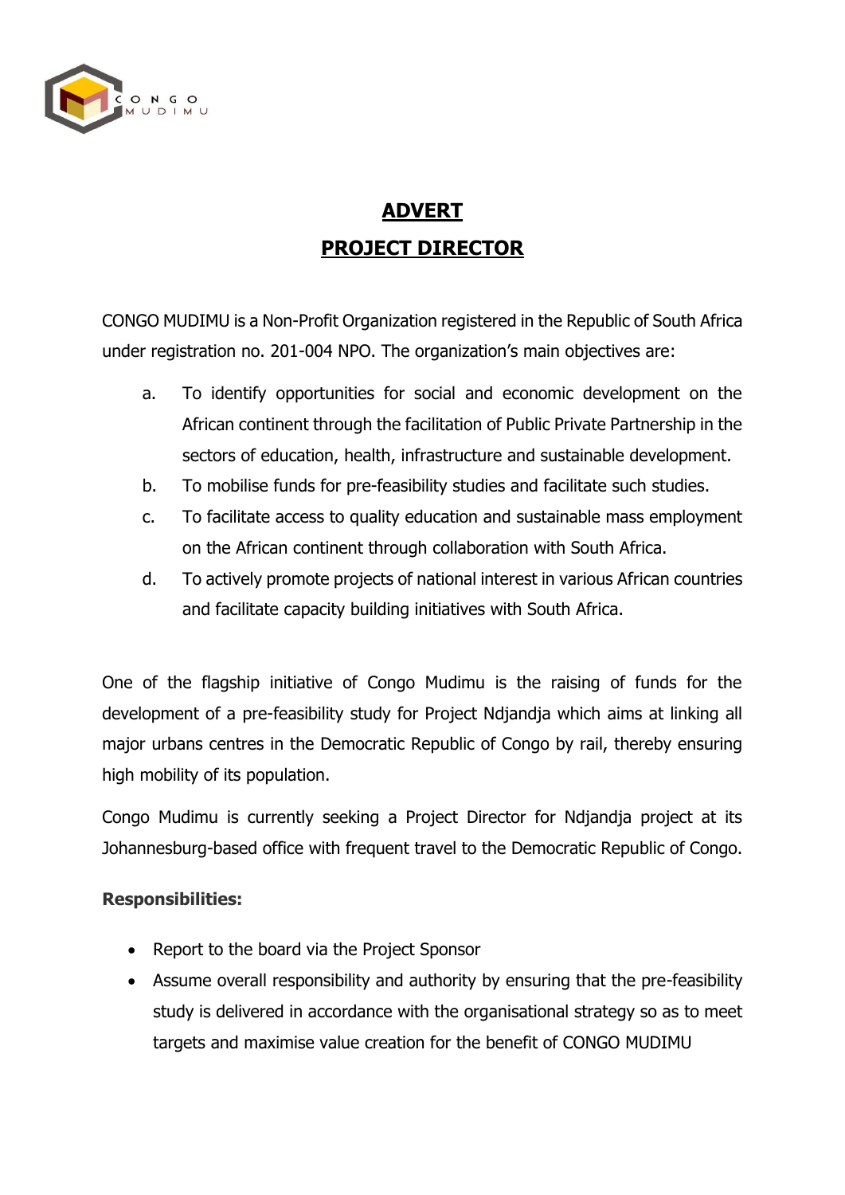# ADVERT

# PROJECT DIRECTOR

CONGO MUDIMU is a Non-Profit Organization registered in the Republic of South Africa under registration no. 201-004 NPO. The organization's main objectives are:

a. To identify opportunities for social and economic development on the African continent through the facilitation of Public Private Partnership in the sectors of education, health, infrastructure and sustainable development.
b. To mobilise funds for pre-feasibility studies and facilitate such studies.
c. To facilitate access to quality education and sustainable mass employment on the African continent through collaboration with South Africa.
d. To actively promote projects of national interest in various African countries and facilitate capacity building initiatives with South Africa.

One of the flagship initiative of Congo Mudimu is the raising of funds for the development of a pre-feasibility study for Project Ndjandja which aims at linking all major urbans centres in the Democratic Republic of Congo by rail, thereby ensuring high mobility of its population.

Congo Mudimu is currently seeking a Project Director for Ndjandja project at its Johannesburg-based office with frequent travel to the Democratic Republic of Congo.

**Responsibilities:**

- Report to the board via the Project Sponsor
- Assume overall responsibility and authority by ensuring that the pre-feasibility study is delivered in accordance with the organisational strategy so as to meet targets and maximise value creation for the benefit of CONGO MUDIMU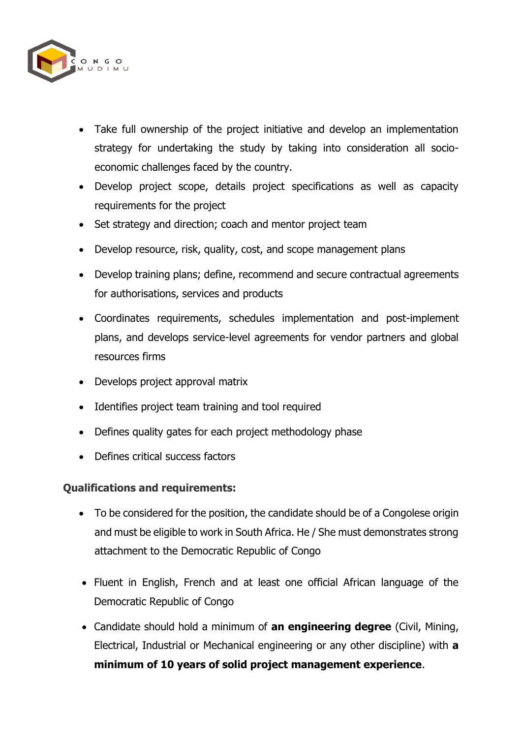- Take full ownership of the project initiative and develop an implementation strategy for undertaking the study by taking into consideration all socio-economic challenges faced by the country.
- Develop project scope, details project specifications as well as capacity requirements for the project
- Set strategy and direction; coach and mentor project team
- Develop resource, risk, quality, cost, and scope management plans
- Develop training plans; define, recommend and secure contractual agreements for authorisations, services and products
- Coordinates requirements, schedules implementation and post-implement plans, and develops service-level agreements for vendor partners and global resources firms
- Develops project approval matrix
- Identifies project team training and tool required
- Defines quality gates for each project methodology phase
- Defines critical success factors

**Qualifications and requirements:**

- To be considered for the position, the candidate should be of a Congolese origin and must be eligible to work in South Africa. He / She must demonstrates strong attachment to the Democratic Republic of Congo
- Fluent in English, French and at least one official African language of the Democratic Republic of Congo
- Candidate should hold a minimum of **an engineering degree** (Civil, Mining, Electrical, Industrial or Mechanical engineering or any other discipline) with **a minimum of 10 years of solid project management experience**.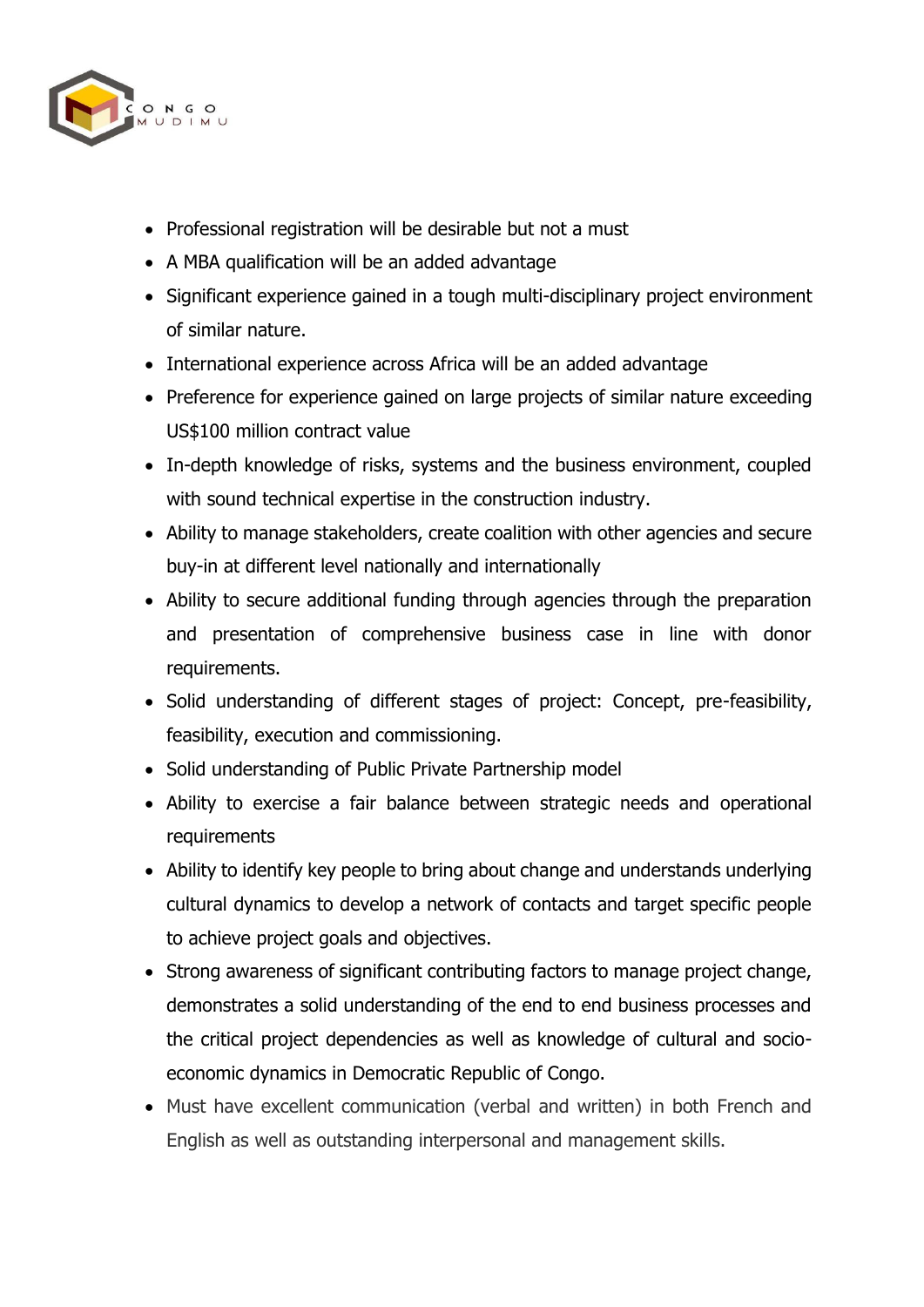- Professional registration will be desirable but not a must
- A MBA qualification will be an added advantage
- Significant experience gained in a tough multi-disciplinary project environment of similar nature.
- International experience across Africa will be an added advantage
- Preference for experience gained on large projects of similar nature exceeding US$100 million contract value
- In-depth knowledge of risks, systems and the business environment, coupled with sound technical expertise in the construction industry.
- Ability to manage stakeholders, create coalition with other agencies and secure buy-in at different level nationally and internationally
- Ability to secure additional funding through agencies through the preparation and presentation of comprehensive business case in line with donor requirements.
- Solid understanding of different stages of project: Concept, pre-feasibility, feasibility, execution and commissioning.
- Solid understanding of Public Private Partnership model
- Ability to exercise a fair balance between strategic needs and operational requirements
- Ability to identify key people to bring about change and understands underlying cultural dynamics to develop a network of contacts and target specific people to achieve project goals and objectives.
- Strong awareness of significant contributing factors to manage project change, demonstrates a solid understanding of the end to end business processes and the critical project dependencies as well as knowledge of cultural and socio-economic dynamics in Democratic Republic of Congo.
- Must have excellent communication (verbal and written) in both French and English as well as outstanding interpersonal and management skills.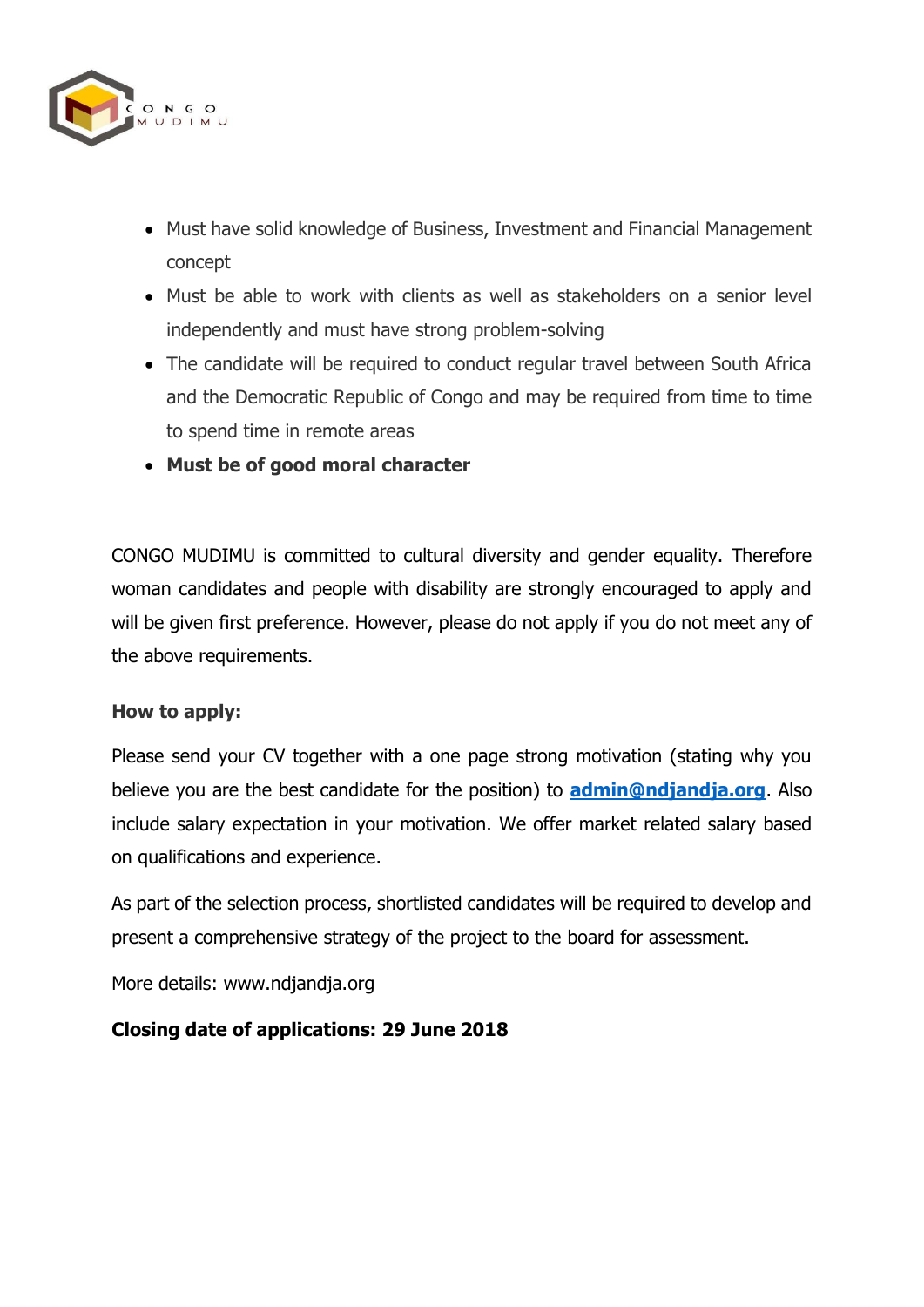- Must have solid knowledge of Business, Investment and Financial Management concept
- Must be able to work with clients as well as stakeholders on a senior level independently and must have strong problem-solving
- The candidate will be required to conduct regular travel between South Africa and the Democratic Republic of Congo and may be required from time to time to spend time in remote areas
- **Must be of good moral character**

CONGO MUDIMU is committed to cultural diversity and gender equality. Therefore woman candidates and people with disability are strongly encouraged to apply and will be given first preference. However, please do not apply if you do not meet any of the above requirements.

**How to apply:**

Please send your CV together with a one page strong motivation (stating why you believe you are the best candidate for the position) to **admin@ndjandja.org**. Also include salary expectation in your motivation. We offer market related salary based on qualifications and experience.

As part of the selection process, shortlisted candidates will be required to develop and present a comprehensive strategy of the project to the board for assessment.

More details: www.ndjandja.org

**Closing date of applications: 29 June 2018**